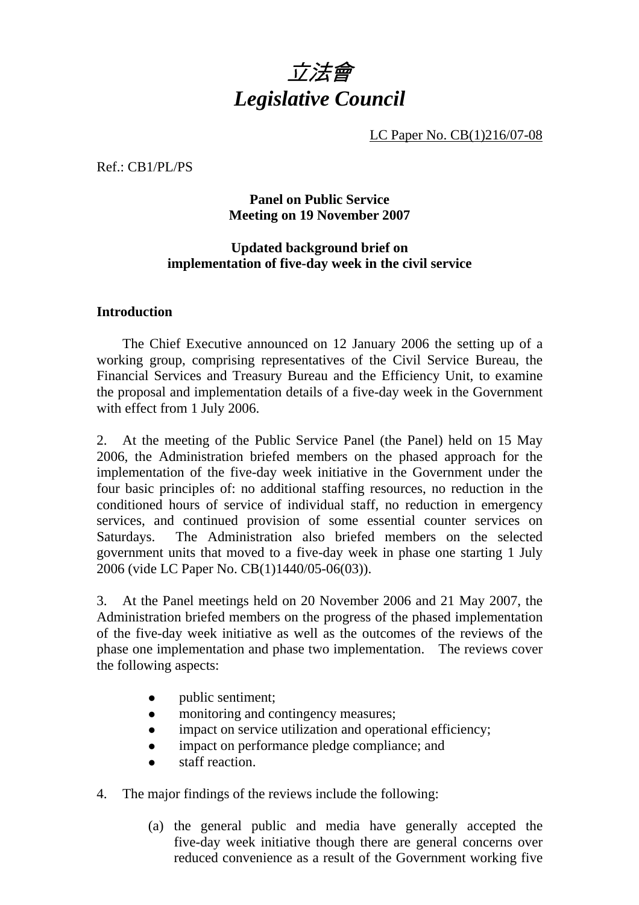# *立法會*
# *Legislative Council*

LC Paper No. CB(1)216/07-08

Ref.: CB1/PL/PS

**Panel on Public Service**
**Meeting on 19 November 2007**

**Updated background brief on**
**implementation of five-day week in the civil service**

## Introduction

The Chief Executive announced on 12 January 2006 the setting up of a working group, comprising representatives of the Civil Service Bureau, the Financial Services and Treasury Bureau and the Efficiency Unit, to examine the proposal and implementation details of a five-day week in the Government with effect from 1 July 2006.

2. At the meeting of the Public Service Panel (the Panel) held on 15 May 2006, the Administration briefed members on the phased approach for the implementation of the five-day week initiative in the Government under the four basic principles of: no additional staffing resources, no reduction in the conditioned hours of service of individual staff, no reduction in emergency services, and continued provision of some essential counter services on Saturdays. The Administration also briefed members on the selected government units that moved to a five-day week in phase one starting 1 July 2006 (vide LC Paper No. CB(1)1440/05-06(03)).

3. At the Panel meetings held on 20 November 2006 and 21 May 2007, the Administration briefed members on the progress of the phased implementation of the five-day week initiative as well as the outcomes of the reviews of the phase one implementation and phase two implementation. The reviews cover the following aspects:

- public sentiment;
- monitoring and contingency measures;
- impact on service utilization and operational efficiency;
- impact on performance pledge compliance; and
- staff reaction.

4. The major findings of the reviews include the following:

(a) the general public and media have generally accepted the five-day week initiative though there are general concerns over reduced convenience as a result of the Government working five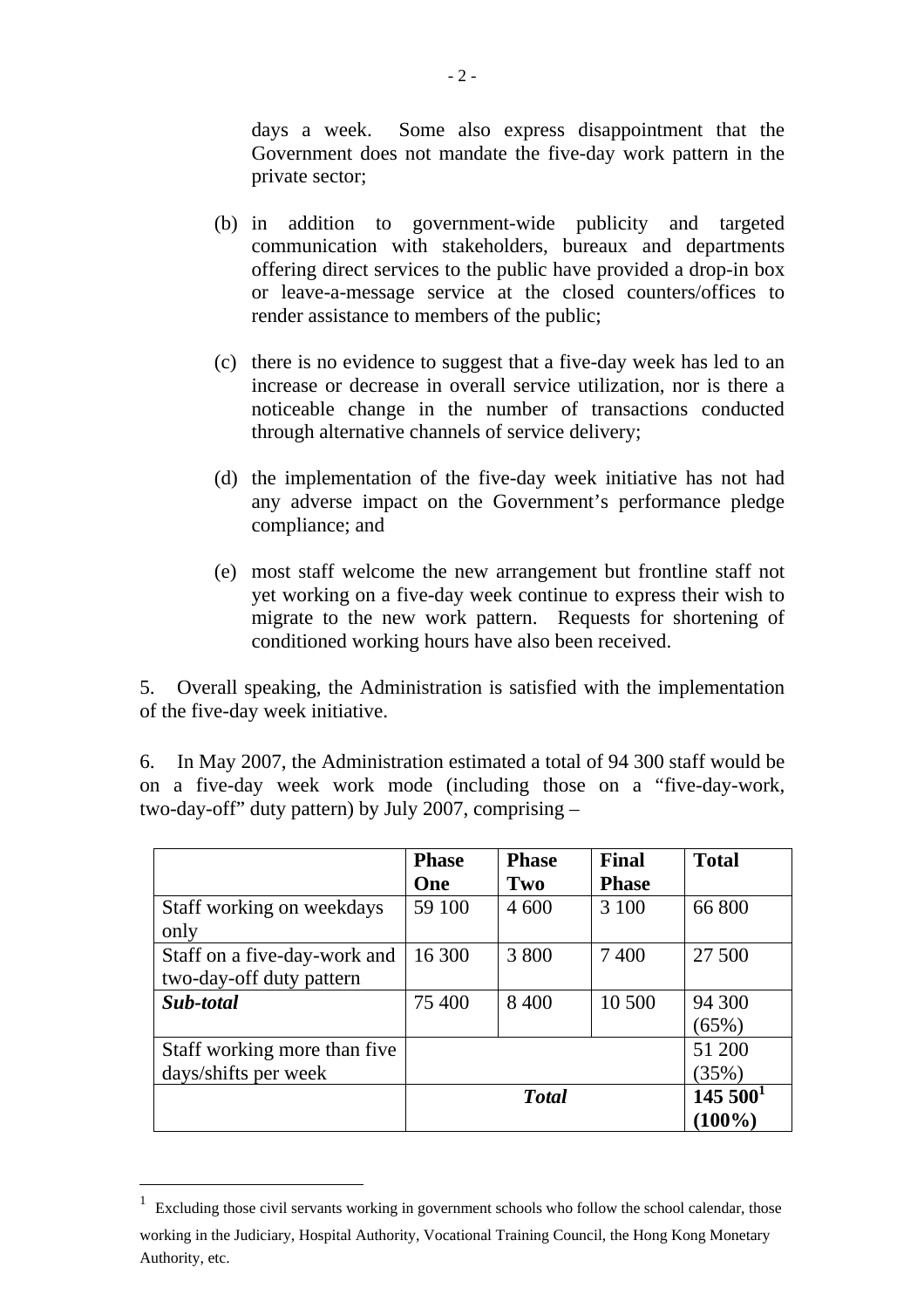days a week. Some also express disappointment that the Government does not mandate the five-day work pattern in the private sector;

(b) in addition to government-wide publicity and targeted communication with stakeholders, bureaux and departments offering direct services to the public have provided a drop-in box or leave-a-message service at the closed counters/offices to render assistance to members of the public;

(c) there is no evidence to suggest that a five-day week has led to an increase or decrease in overall service utilization, nor is there a noticeable change in the number of transactions conducted through alternative channels of service delivery;

(d) the implementation of the five-day week initiative has not had any adverse impact on the Government's performance pledge compliance; and

(e) most staff welcome the new arrangement but frontline staff not yet working on a five-day week continue to express their wish to migrate to the new work pattern. Requests for shortening of conditioned working hours have also been received.

5. Overall speaking, the Administration is satisfied with the implementation of the five-day week initiative.

6. In May 2007, the Administration estimated a total of 94 300 staff would be on a five-day week work mode (including those on a "five-day-work, two-day-off" duty pattern) by July 2007, comprising –

| | **Phase One** | **Phase Two** | **Final Phase** | **Total** |
|---|---|---|---|---|
| Staff working on weekdays only | 59 100 | 4 600 | 3 100 | 66 800 |
| Staff on a five-day-work and two-day-off duty pattern | 16 300 | 3 800 | 7 400 | 27 500 |
| ***Sub-total*** | 75 400 | 8 400 | 10 500 | 94 300 (65%) |
| Staff working more than five days/shifts per week | | | | 51 200 (35%) |
| | ***Total*** | | | **145 500[1] (100%)** |

[1] Excluding those civil servants working in government schools who follow the school calendar, those working in the Judiciary, Hospital Authority, Vocational Training Council, the Hong Kong Monetary Authority, etc.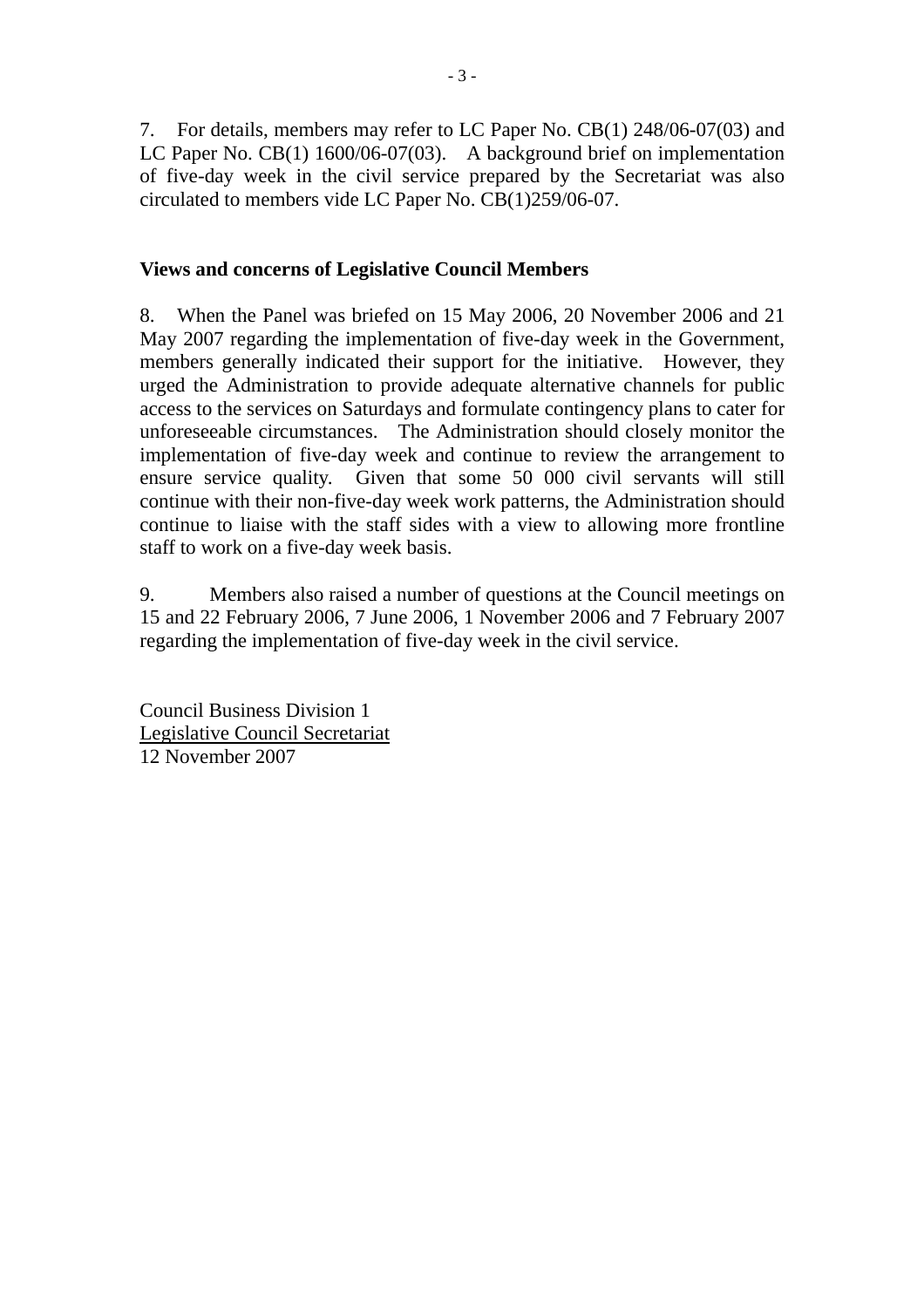7. For details, members may refer to LC Paper No. CB(1) 248/06-07(03) and LC Paper No. CB(1) 1600/06-07(03). A background brief on implementation of five-day week in the civil service prepared by the Secretariat was also circulated to members vide LC Paper No. CB(1)259/06-07.

**Views and concerns of Legislative Council Members**

8. When the Panel was briefed on 15 May 2006, 20 November 2006 and 21 May 2007 regarding the implementation of five-day week in the Government, members generally indicated their support for the initiative. However, they urged the Administration to provide adequate alternative channels for public access to the services on Saturdays and formulate contingency plans to cater for unforeseeable circumstances. The Administration should closely monitor the implementation of five-day week and continue to review the arrangement to ensure service quality. Given that some 50 000 civil servants will still continue with their non-five-day week work patterns, the Administration should continue to liaise with the staff sides with a view to allowing more frontline staff to work on a five-day week basis.

9. Members also raised a number of questions at the Council meetings on 15 and 22 February 2006, 7 June 2006, 1 November 2006 and 7 February 2007 regarding the implementation of five-day week in the civil service.

Council Business Division 1
Legislative Council Secretariat
12 November 2007